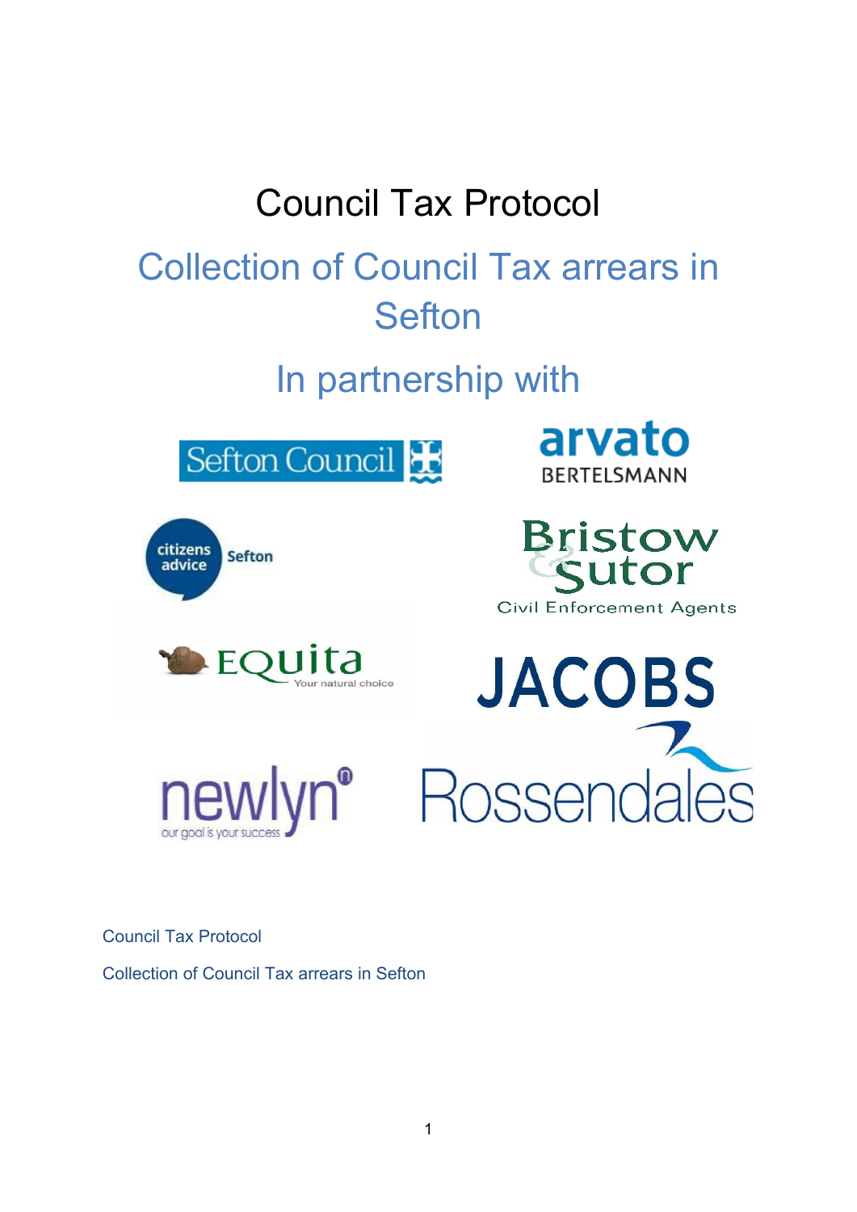# Council Tax Protocol

## Collection of Council Tax arrears in Sefton

## In partnership with

Sefton Council

arvato BERTELSMANN

citizens advice Sefton

Bristow & Sutor Civil Enforcement Agents

EQUITA Your natural choice

JACOBS

newlyn our goal is your success

Rossendales

Council Tax Protocol

Collection of Council Tax arrears in Sefton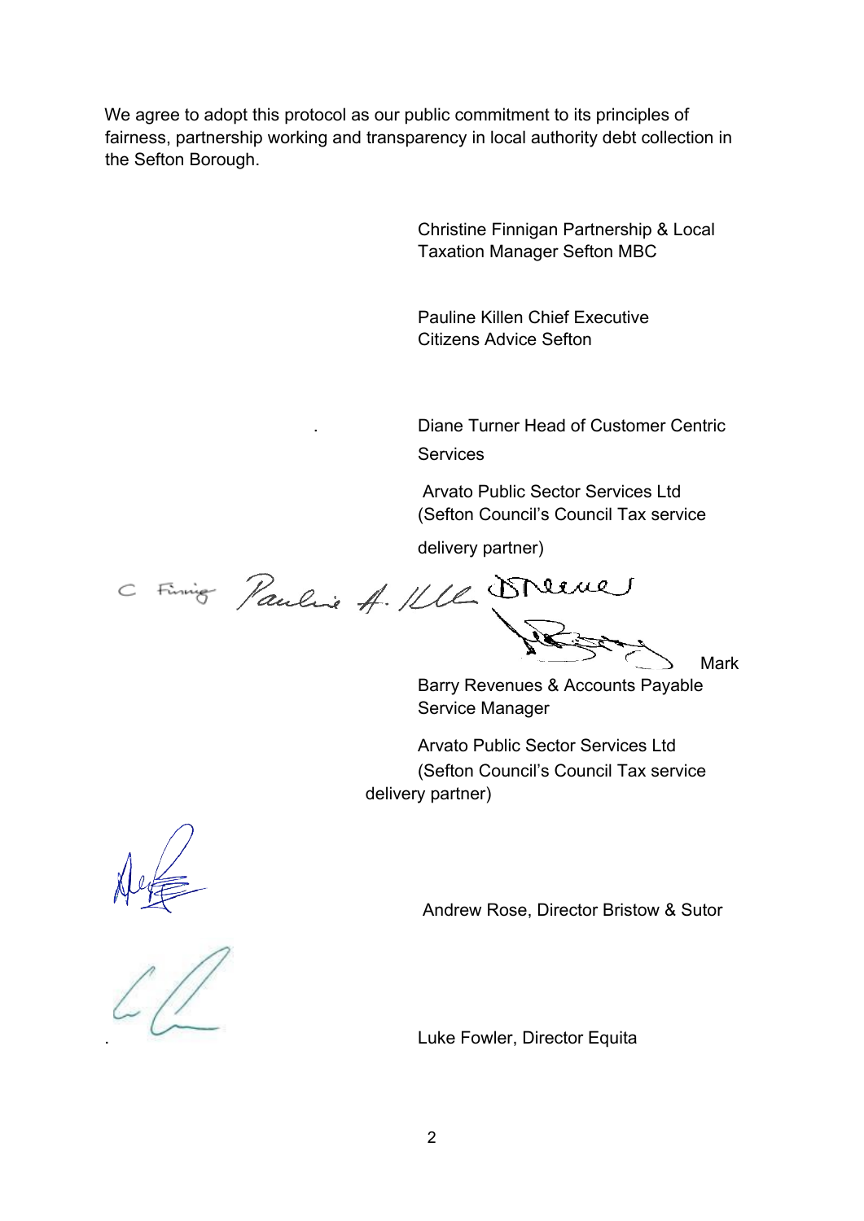We agree to adopt this protocol as our public commitment to its principles of fairness, partnership working and transparency in local authority debt collection in the Sefton Borough.

Christine Finnigan Partnership & Local Taxation Manager Sefton MBC

Pauline Killen Chief Executive
Citizens Advice Sefton

.

Diane Turner Head of Customer Centric Services

Arvato Public Sector Services Ltd
(Sefton Council's Council Tax service delivery partner)

Mark Barry Revenues & Accounts Payable Service Manager

Arvato Public Sector Services Ltd
(Sefton Council's Council Tax service delivery partner)

Andrew Rose, Director Bristow & Sutor

.

Luke Fowler, Director Equita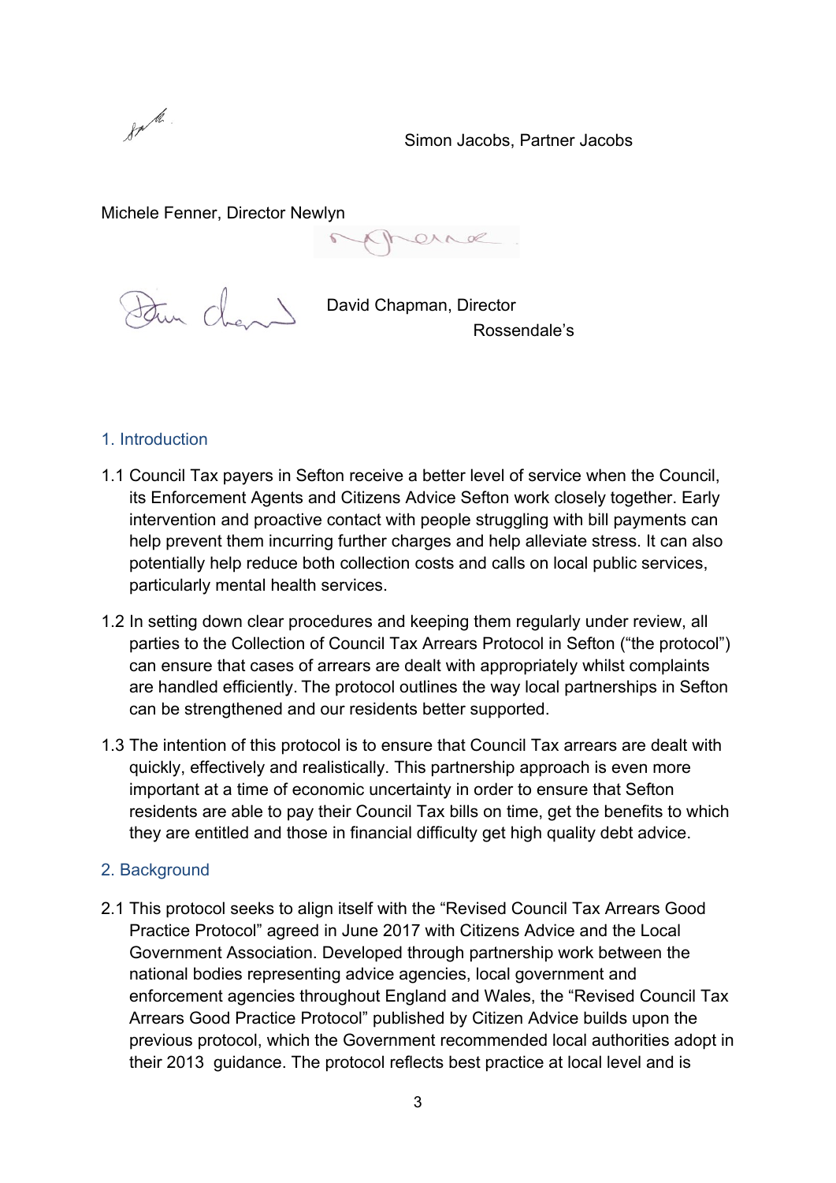Simon Jacobs, Partner Jacobs

Michele Fenner, Director Newlyn

David Chapman, Director Rossendale's

## 1. Introduction

1.1 Council Tax payers in Sefton receive a better level of service when the Council, its Enforcement Agents and Citizens Advice Sefton work closely together. Early intervention and proactive contact with people struggling with bill payments can help prevent them incurring further charges and help alleviate stress. It can also potentially help reduce both collection costs and calls on local public services, particularly mental health services.

1.2 In setting down clear procedures and keeping them regularly under review, all parties to the Collection of Council Tax Arrears Protocol in Sefton ("the protocol") can ensure that cases of arrears are dealt with appropriately whilst complaints are handled efficiently. The protocol outlines the way local partnerships in Sefton can be strengthened and our residents better supported.

1.3 The intention of this protocol is to ensure that Council Tax arrears are dealt with quickly, effectively and realistically. This partnership approach is even more important at a time of economic uncertainty in order to ensure that Sefton residents are able to pay their Council Tax bills on time, get the benefits to which they are entitled and those in financial difficulty get high quality debt advice.

## 2. Background

2.1 This protocol seeks to align itself with the "Revised Council Tax Arrears Good Practice Protocol" agreed in June 2017 with Citizens Advice and the Local Government Association. Developed through partnership work between the national bodies representing advice agencies, local government and enforcement agencies throughout England and Wales, the "Revised Council Tax Arrears Good Practice Protocol" published by Citizen Advice builds upon the previous protocol, which the Government recommended local authorities adopt in their 2013 guidance. The protocol reflects best practice at local level and is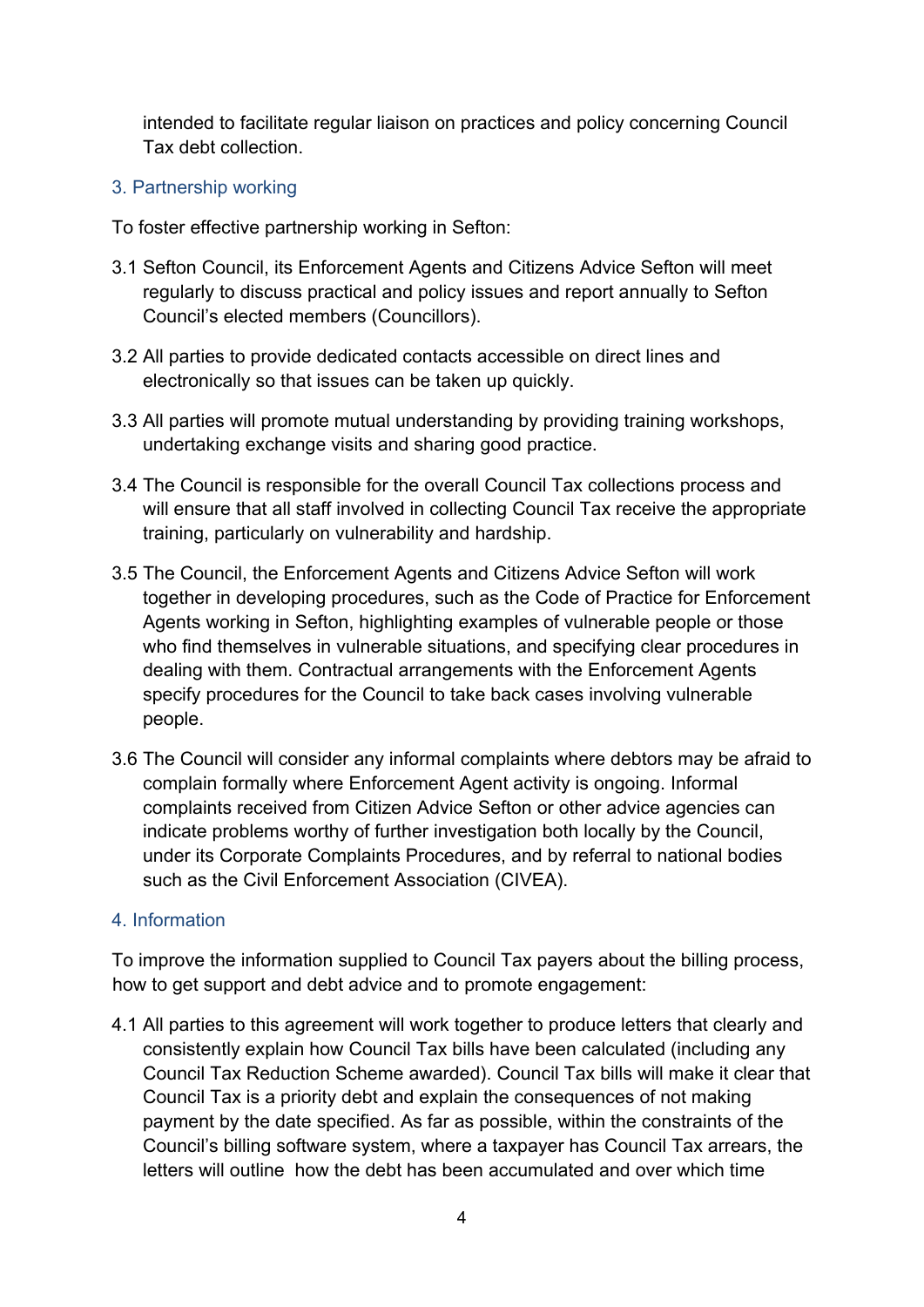intended to facilitate regular liaison on practices and policy concerning Council Tax debt collection.

## 3. Partnership working

To foster effective partnership working in Sefton:

3.1 Sefton Council, its Enforcement Agents and Citizens Advice Sefton will meet regularly to discuss practical and policy issues and report annually to Sefton Council's elected members (Councillors).

3.2 All parties to provide dedicated contacts accessible on direct lines and electronically so that issues can be taken up quickly.

3.3 All parties will promote mutual understanding by providing training workshops, undertaking exchange visits and sharing good practice.

3.4 The Council is responsible for the overall Council Tax collections process and will ensure that all staff involved in collecting Council Tax receive the appropriate training, particularly on vulnerability and hardship.

3.5 The Council, the Enforcement Agents and Citizens Advice Sefton will work together in developing procedures, such as the Code of Practice for Enforcement Agents working in Sefton, highlighting examples of vulnerable people or those who find themselves in vulnerable situations, and specifying clear procedures in dealing with them. Contractual arrangements with the Enforcement Agents specify procedures for the Council to take back cases involving vulnerable people.

3.6 The Council will consider any informal complaints where debtors may be afraid to complain formally where Enforcement Agent activity is ongoing. Informal complaints received from Citizen Advice Sefton or other advice agencies can indicate problems worthy of further investigation both locally by the Council, under its Corporate Complaints Procedures, and by referral to national bodies such as the Civil Enforcement Association (CIVEA).

## 4. Information

To improve the information supplied to Council Tax payers about the billing process, how to get support and debt advice and to promote engagement:

4.1 All parties to this agreement will work together to produce letters that clearly and consistently explain how Council Tax bills have been calculated (including any Council Tax Reduction Scheme awarded). Council Tax bills will make it clear that Council Tax is a priority debt and explain the consequences of not making payment by the date specified. As far as possible, within the constraints of the Council's billing software system, where a taxpayer has Council Tax arrears, the letters will outline how the debt has been accumulated and over which time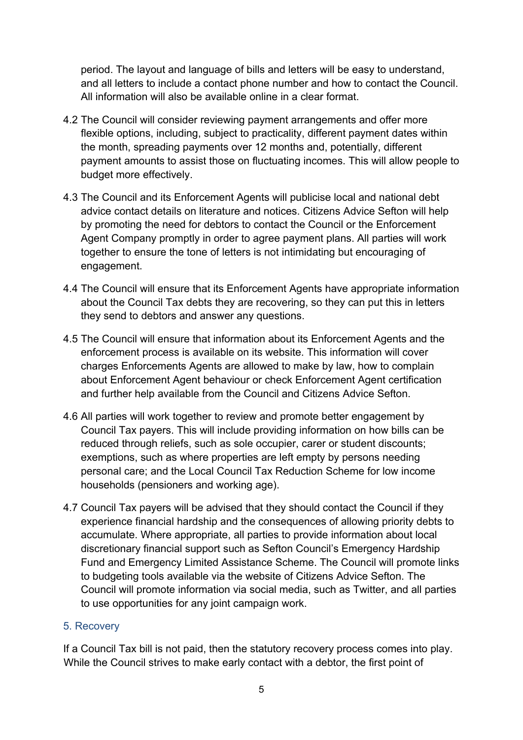period. The layout and language of bills and letters will be easy to understand, and all letters to include a contact phone number and how to contact the Council. All information will also be available online in a clear format.

4.2 The Council will consider reviewing payment arrangements and offer more flexible options, including, subject to practicality, different payment dates within the month, spreading payments over 12 months and, potentially, different payment amounts to assist those on fluctuating incomes. This will allow people to budget more effectively.

4.3 The Council and its Enforcement Agents will publicise local and national debt advice contact details on literature and notices. Citizens Advice Sefton will help by promoting the need for debtors to contact the Council or the Enforcement Agent Company promptly in order to agree payment plans. All parties will work together to ensure the tone of letters is not intimidating but encouraging of engagement.

4.4 The Council will ensure that its Enforcement Agents have appropriate information about the Council Tax debts they are recovering, so they can put this in letters they send to debtors and answer any questions.

4.5 The Council will ensure that information about its Enforcement Agents and the enforcement process is available on its website. This information will cover charges Enforcements Agents are allowed to make by law, how to complain about Enforcement Agent behaviour or check Enforcement Agent certification and further help available from the Council and Citizens Advice Sefton.

4.6 All parties will work together to review and promote better engagement by Council Tax payers. This will include providing information on how bills can be reduced through reliefs, such as sole occupier, carer or student discounts; exemptions, such as where properties are left empty by persons needing personal care; and the Local Council Tax Reduction Scheme for low income households (pensioners and working age).

4.7 Council Tax payers will be advised that they should contact the Council if they experience financial hardship and the consequences of allowing priority debts to accumulate. Where appropriate, all parties to provide information about local discretionary financial support such as Sefton Council's Emergency Hardship Fund and Emergency Limited Assistance Scheme. The Council will promote links to budgeting tools available via the website of Citizens Advice Sefton. The Council will promote information via social media, such as Twitter, and all parties to use opportunities for any joint campaign work.

## 5. Recovery

If a Council Tax bill is not paid, then the statutory recovery process comes into play. While the Council strives to make early contact with a debtor, the first point of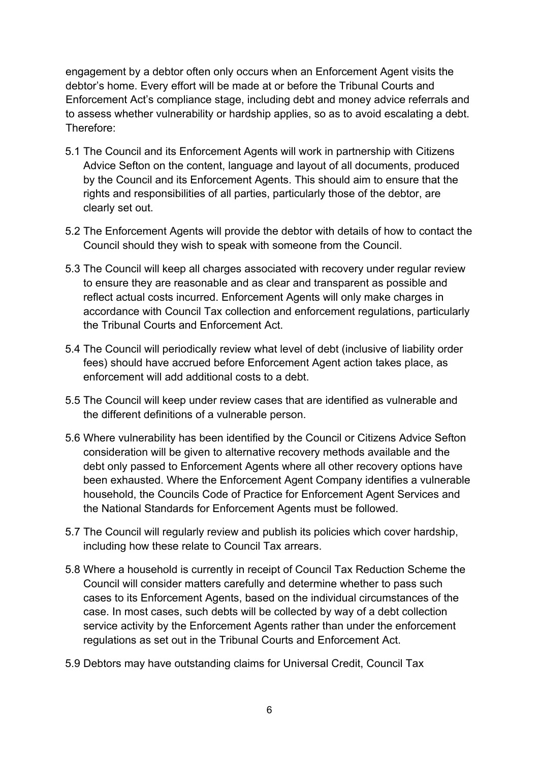engagement by a debtor often only occurs when an Enforcement Agent visits the debtor's home. Every effort will be made at or before the Tribunal Courts and Enforcement Act's compliance stage, including debt and money advice referrals and to assess whether vulnerability or hardship applies, so as to avoid escalating a debt. Therefore:

5.1 The Council and its Enforcement Agents will work in partnership with Citizens Advice Sefton on the content, language and layout of all documents, produced by the Council and its Enforcement Agents. This should aim to ensure that the rights and responsibilities of all parties, particularly those of the debtor, are clearly set out.

5.2 The Enforcement Agents will provide the debtor with details of how to contact the Council should they wish to speak with someone from the Council.

5.3 The Council will keep all charges associated with recovery under regular review to ensure they are reasonable and as clear and transparent as possible and reflect actual costs incurred. Enforcement Agents will only make charges in accordance with Council Tax collection and enforcement regulations, particularly the Tribunal Courts and Enforcement Act.

5.4 The Council will periodically review what level of debt (inclusive of liability order fees) should have accrued before Enforcement Agent action takes place, as enforcement will add additional costs to a debt.

5.5 The Council will keep under review cases that are identified as vulnerable and the different definitions of a vulnerable person.

5.6 Where vulnerability has been identified by the Council or Citizens Advice Sefton consideration will be given to alternative recovery methods available and the debt only passed to Enforcement Agents where all other recovery options have been exhausted. Where the Enforcement Agent Company identifies a vulnerable household, the Councils Code of Practice for Enforcement Agent Services and the National Standards for Enforcement Agents must be followed.

5.7 The Council will regularly review and publish its policies which cover hardship, including how these relate to Council Tax arrears.

5.8 Where a household is currently in receipt of Council Tax Reduction Scheme the Council will consider matters carefully and determine whether to pass such cases to its Enforcement Agents, based on the individual circumstances of the case. In most cases, such debts will be collected by way of a debt collection service activity by the Enforcement Agents rather than under the enforcement regulations as set out in the Tribunal Courts and Enforcement Act.

5.9 Debtors may have outstanding claims for Universal Credit, Council Tax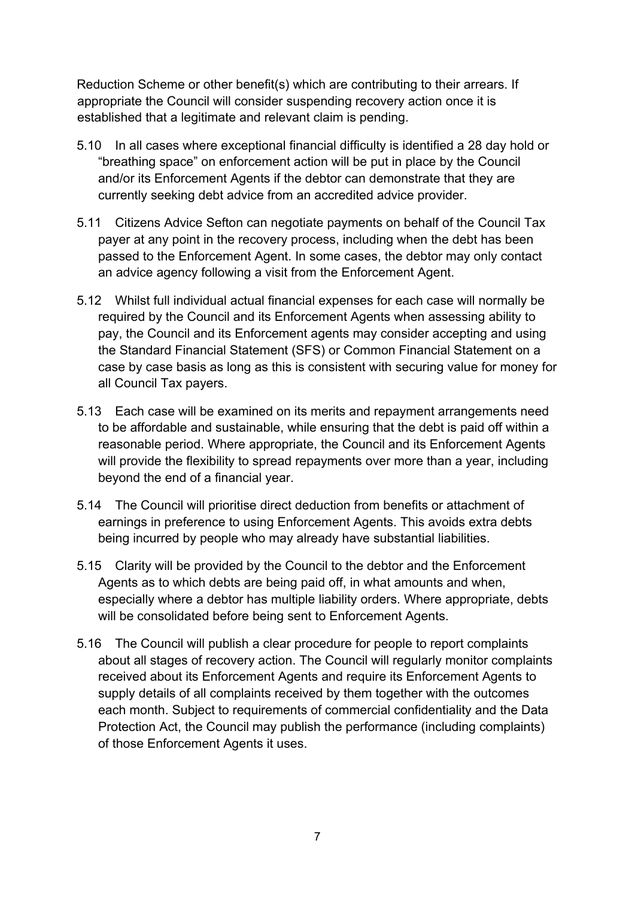Reduction Scheme or other benefit(s) which are contributing to their arrears. If appropriate the Council will consider suspending recovery action once it is established that a legitimate and relevant claim is pending.

5.10 In all cases where exceptional financial difficulty is identified a 28 day hold or "breathing space" on enforcement action will be put in place by the Council and/or its Enforcement Agents if the debtor can demonstrate that they are currently seeking debt advice from an accredited advice provider.

5.11 Citizens Advice Sefton can negotiate payments on behalf of the Council Tax payer at any point in the recovery process, including when the debt has been passed to the Enforcement Agent. In some cases, the debtor may only contact an advice agency following a visit from the Enforcement Agent.

5.12 Whilst full individual actual financial expenses for each case will normally be required by the Council and its Enforcement Agents when assessing ability to pay, the Council and its Enforcement agents may consider accepting and using the Standard Financial Statement (SFS) or Common Financial Statement on a case by case basis as long as this is consistent with securing value for money for all Council Tax payers.

5.13 Each case will be examined on its merits and repayment arrangements need to be affordable and sustainable, while ensuring that the debt is paid off within a reasonable period. Where appropriate, the Council and its Enforcement Agents will provide the flexibility to spread repayments over more than a year, including beyond the end of a financial year.

5.14 The Council will prioritise direct deduction from benefits or attachment of earnings in preference to using Enforcement Agents. This avoids extra debts being incurred by people who may already have substantial liabilities.

5.15 Clarity will be provided by the Council to the debtor and the Enforcement Agents as to which debts are being paid off, in what amounts and when, especially where a debtor has multiple liability orders. Where appropriate, debts will be consolidated before being sent to Enforcement Agents.

5.16 The Council will publish a clear procedure for people to report complaints about all stages of recovery action. The Council will regularly monitor complaints received about its Enforcement Agents and require its Enforcement Agents to supply details of all complaints received by them together with the outcomes each month. Subject to requirements of commercial confidentiality and the Data Protection Act, the Council may publish the performance (including complaints) of those Enforcement Agents it uses.